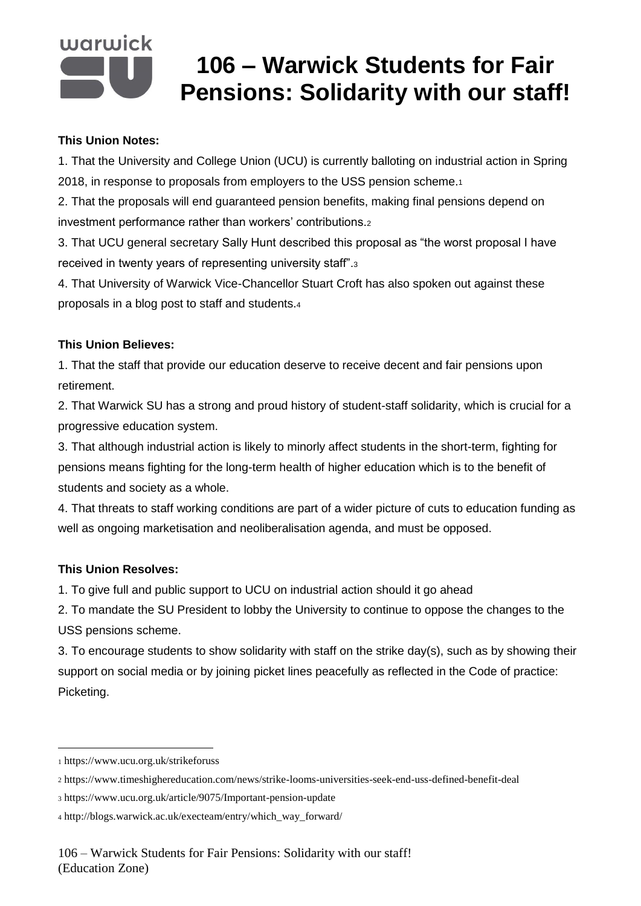# 106 – Warwick Students for Fair Pensions: Solidarity with our staff!

**This Union Notes:**

1. That the University and College Union (UCU) is currently balloting on industrial action in Spring 2018, in response to proposals from employers to the USS pension scheme.[1]
2. That the proposals will end guaranteed pension benefits, making final pensions depend on investment performance rather than workers' contributions.[2]
3. That UCU general secretary Sally Hunt described this proposal as "the worst proposal I have received in twenty years of representing university staff".[3]
4. That University of Warwick Vice-Chancellor Stuart Croft has also spoken out against these proposals in a blog post to staff and students.[4]

**This Union Believes:**

1. That the staff that provide our education deserve to receive decent and fair pensions upon retirement.
2. That Warwick SU has a strong and proud history of student-staff solidarity, which is crucial for a progressive education system.
3. That although industrial action is likely to minorly affect students in the short-term, fighting for pensions means fighting for the long-term health of higher education which is to the benefit of students and society as a whole.
4. That threats to staff working conditions are part of a wider picture of cuts to education funding as well as ongoing marketisation and neoliberalisation agenda, and must be opposed.

**This Union Resolves:**

1. To give full and public support to UCU on industrial action should it go ahead
2. To mandate the SU President to lobby the University to continue to oppose the changes to the USS pensions scheme.
3. To encourage students to show solidarity with staff on the strike day(s), such as by showing their support on social media or by joining picket lines peacefully as reflected in the Code of practice: Picketing.

---

[1] https://www.ucu.org.uk/strikeforuss

[2] https://www.timeshighereducation.com/news/strike-looms-universities-seek-end-uss-defined-benefit-deal

[3] https://www.ucu.org.uk/article/9075/Important-pension-update

[4] http://blogs.warwick.ac.uk/execteam/entry/which_way_forward/

106 – Warwick Students for Fair Pensions: Solidarity with our staff!
(Education Zone)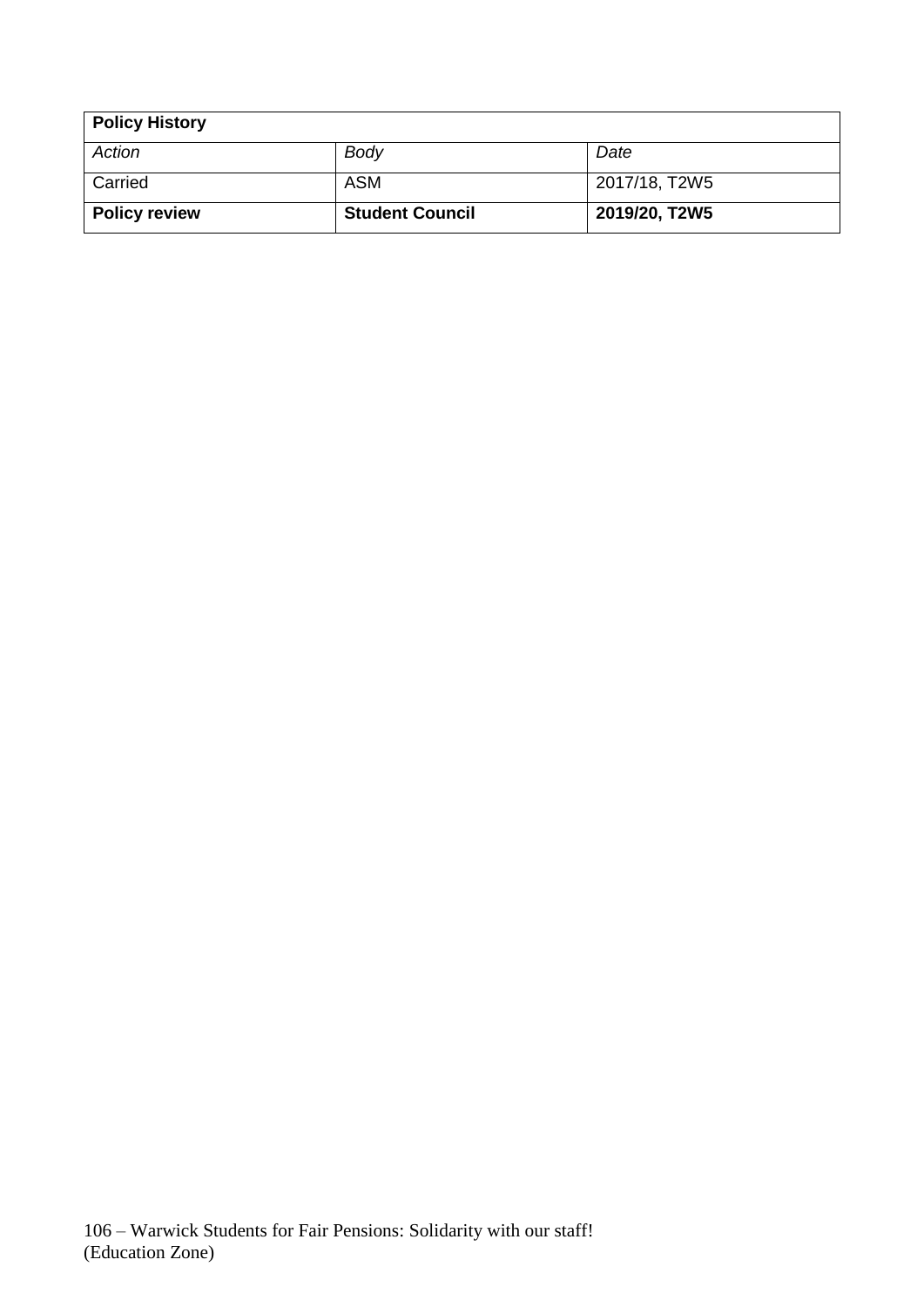| **Policy History** | | |
| --- | --- | --- |
| *Action* | *Body* | *Date* |
| Carried | ASM | 2017/18, T2W5 |
| **Policy review** | **Student Council** | **2019/20, T2W5** |